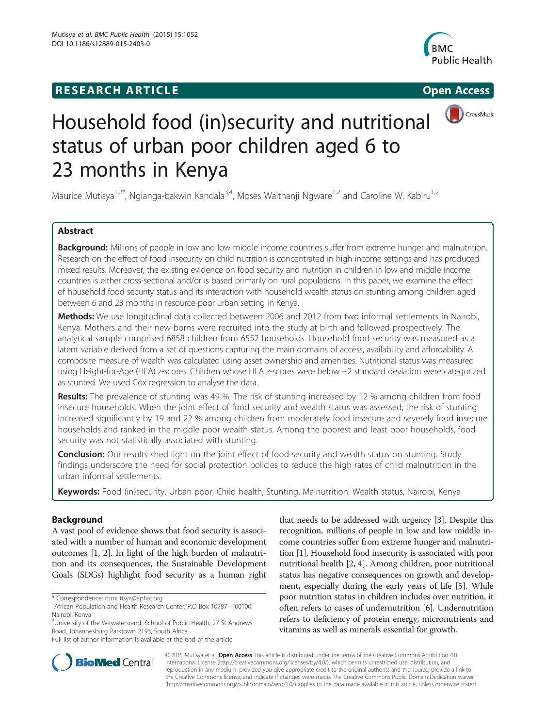**RESEARCH ARTICLE** **Open Access**

# Household food (in)security and nutritional status of urban poor children aged 6 to 23 months in Kenya

Maurice Mutisya[1,2*], Ngianga-bakwin Kandala[3,4], Moses Waithanji Ngware[1,2] and Caroline W. Kabiru[1,2]

## Abstract

**Background:** Millions of people in low and low middle income countries suffer from extreme hunger and malnutrition. Research on the effect of food insecurity on child nutrition is concentrated in high income settings and has produced mixed results. Moreover, the existing evidence on food security and nutrition in children in low and middle income countries is either cross-sectional and/or is based primarily on rural populations. In this paper, we examine the effect of household food security status and its interaction with household wealth status on stunting among children aged between 6 and 23 months in resource-poor urban setting in Kenya.

**Methods:** We use longitudinal data collected between 2006 and 2012 from two informal settlements in Nairobi, Kenya. Mothers and their new-borns were recruited into the study at birth and followed prospectively. The analytical sample comprised 6858 children from 6552 households. Household food security was measured as a latent variable derived from a set of questions capturing the main domains of access, availability and affordability. A composite measure of wealth was calculated using asset ownership and amenities. Nutritional status was measured using Height-for-Age (HFA) z-scores. Children whose HFA z-scores were below −2 standard deviation were categorized as stunted. We used Cox regression to analyse the data.

**Results:** The prevalence of stunting was 49 %. The risk of stunting increased by 12 % among children from food insecure households. When the joint effect of food security and wealth status was assessed, the risk of stunting increased significantly by 19 and 22 % among children from moderately food insecure and severely food insecure households and ranked in the middle poor wealth status. Among the poorest and least poor households, food security was not statistically associated with stunting.

**Conclusion:** Our results shed light on the joint effect of food security and wealth status on stunting. Study findings underscore the need for social protection policies to reduce the high rates of child malnutrition in the urban informal settlements.

**Keywords:** Food (in)security, Urban poor, Child health, Stunting, Malnutrition, Wealth status, Nairobi, Kenya

## Background

A vast pool of evidence shows that food security is associated with a number of human and economic development outcomes [1, 2]. In light of the high burden of malnutrition and its consequences, the Sustainable Development Goals (SDGs) highlight food security as a human right that needs to be addressed with urgency [3]. Despite this recognition, millions of people in low and low middle income countries suffer from extreme hunger and malnutrition [1]. Household food insecurity is associated with poor nutritional health [2, 4]. Among children, poor nutritional status has negative consequences on growth and development, especially during the early years of life [5]. While poor nutrition status in children includes over nutrition, it often refers to cases of undernutrition [6]. Undernutrition refers to deficiency of protein energy, micronutrients and vitamins as well as minerals essential for growth.

\* Correspondence: mmutisya@aphrc.org
[1]African Population and Health Research Center, P.O Box 10787 – 00100, Nairobi, Kenya
[2]University of the Witwatersrand, School of Public Health, 27 St Andrews Road, Johannesburg Parktown 2193, South Africa
Full list of author information is available at the end of the article

© 2015 Mutisya et al. **Open Access** This article is distributed under the terms of the Creative Commons Attribution 4.0 International License (http://creativecommons.org/licenses/by/4.0/), which permits unrestricted use, distribution, and reproduction in any medium, provided you give appropriate credit to the original author(s) and the source, provide a link to the Creative Commons license, and indicate if changes were made. The Creative Commons Public Domain Dedication waiver (http://creativecommons.org/publicdomain/zero/1.0/) applies to the data made available in this article, unless otherwise stated.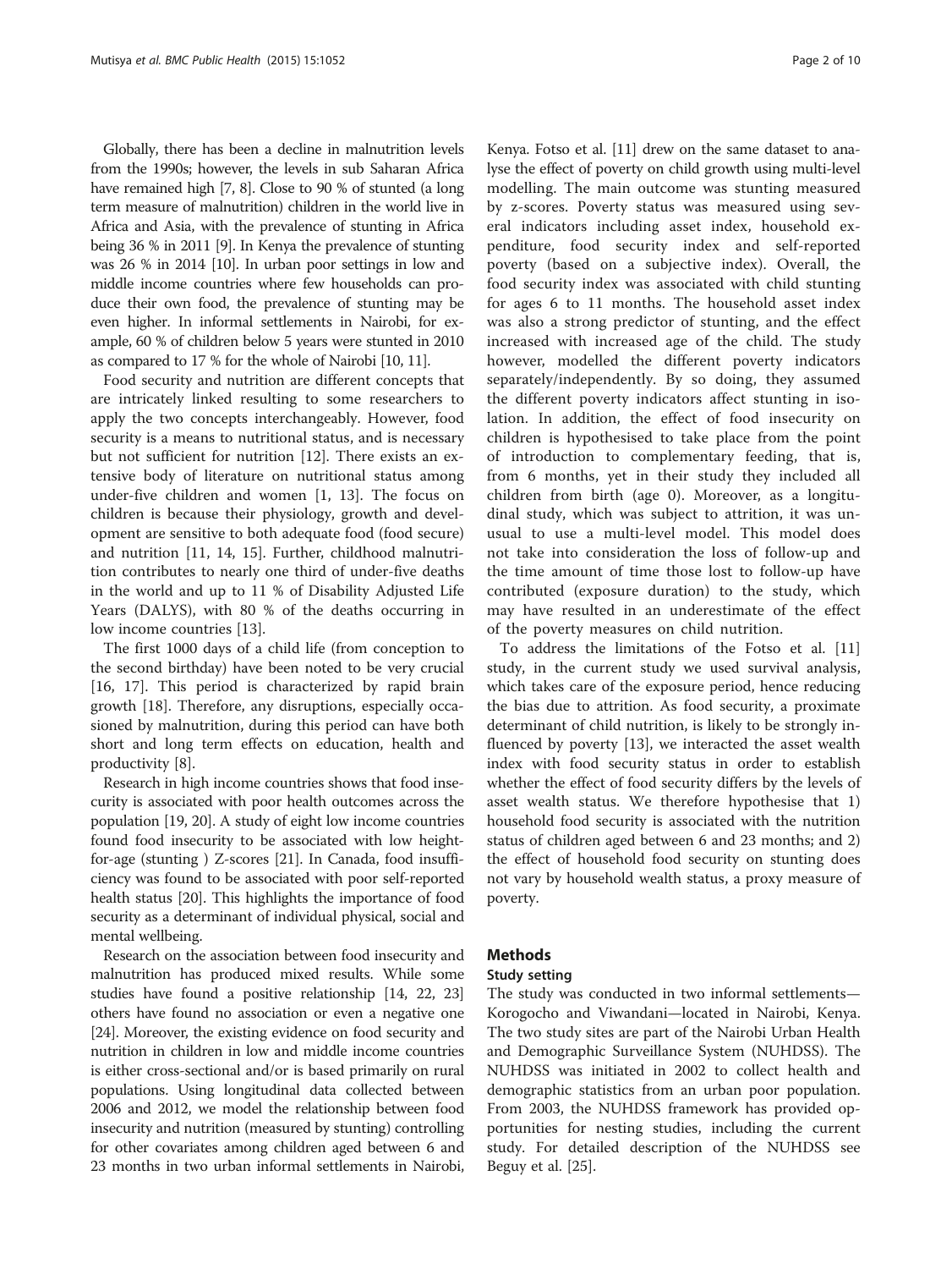Globally, there has been a decline in malnutrition levels from the 1990s; however, the levels in sub Saharan Africa have remained high [7, 8]. Close to 90 % of stunted (a long term measure of malnutrition) children in the world live in Africa and Asia, with the prevalence of stunting in Africa being 36 % in 2011 [9]. In Kenya the prevalence of stunting was 26 % in 2014 [10]. In urban poor settings in low and middle income countries where few households can produce their own food, the prevalence of stunting may be even higher. In informal settlements in Nairobi, for example, 60 % of children below 5 years were stunted in 2010 as compared to 17 % for the whole of Nairobi [10, 11].

Food security and nutrition are different concepts that are intricately linked resulting to some researchers to apply the two concepts interchangeably. However, food security is a means to nutritional status, and is necessary but not sufficient for nutrition [12]. There exists an extensive body of literature on nutritional status among under-five children and women [1, 13]. The focus on children is because their physiology, growth and development are sensitive to both adequate food (food secure) and nutrition [11, 14, 15]. Further, childhood malnutrition contributes to nearly one third of under-five deaths in the world and up to 11 % of Disability Adjusted Life Years (DALYS), with 80 % of the deaths occurring in low income countries [13].

The first 1000 days of a child life (from conception to the second birthday) have been noted to be very crucial [16, 17]. This period is characterized by rapid brain growth [18]. Therefore, any disruptions, especially occasioned by malnutrition, during this period can have both short and long term effects on education, health and productivity [8].

Research in high income countries shows that food insecurity is associated with poor health outcomes across the population [19, 20]. A study of eight low income countries found food insecurity to be associated with low height-for-age (stunting ) Z-scores [21]. In Canada, food insufficiency was found to be associated with poor self-reported health status [20]. This highlights the importance of food security as a determinant of individual physical, social and mental wellbeing.

Research on the association between food insecurity and malnutrition has produced mixed results. While some studies have found a positive relationship [14, 22, 23] others have found no association or even a negative one [24]. Moreover, the existing evidence on food security and nutrition in children in low and middle income countries is either cross-sectional and/or is based primarily on rural populations. Using longitudinal data collected between 2006 and 2012, we model the relationship between food insecurity and nutrition (measured by stunting) controlling for other covariates among children aged between 6 and 23 months in two urban informal settlements in Nairobi, Kenya. Fotso et al. [11] drew on the same dataset to analyse the effect of poverty on child growth using multi-level modelling. The main outcome was stunting measured by z-scores. Poverty status was measured using several indicators including asset index, household expenditure, food security index and self-reported poverty (based on a subjective index). Overall, the food security index was associated with child stunting for ages 6 to 11 months. The household asset index was also a strong predictor of stunting, and the effect increased with increased age of the child. The study however, modelled the different poverty indicators separately/independently. By so doing, they assumed the different poverty indicators affect stunting in isolation. In addition, the effect of food insecurity on children is hypothesised to take place from the point of introduction to complementary feeding, that is, from 6 months, yet in their study they included all children from birth (age 0). Moreover, as a longitudinal study, which was subject to attrition, it was unusual to use a multi-level model. This model does not take into consideration the loss of follow-up and the time amount of time those lost to follow-up have contributed (exposure duration) to the study, which may have resulted in an underestimate of the effect of the poverty measures on child nutrition.

To address the limitations of the Fotso et al. [11] study, in the current study we used survival analysis, which takes care of the exposure period, hence reducing the bias due to attrition. As food security, a proximate determinant of child nutrition, is likely to be strongly influenced by poverty [13], we interacted the asset wealth index with food security status in order to establish whether the effect of food security differs by the levels of asset wealth status. We therefore hypothesise that 1) household food security is associated with the nutrition status of children aged between 6 and 23 months; and 2) the effect of household food security on stunting does not vary by household wealth status, a proxy measure of poverty.

## Methods

### Study setting

The study was conducted in two informal settlements—Korogocho and Viwandani—located in Nairobi, Kenya. The two study sites are part of the Nairobi Urban Health and Demographic Surveillance System (NUHDSS). The NUHDSS was initiated in 2002 to collect health and demographic statistics from an urban poor population. From 2003, the NUHDSS framework has provided opportunities for nesting studies, including the current study. For detailed description of the NUHDSS see Beguy et al. [25].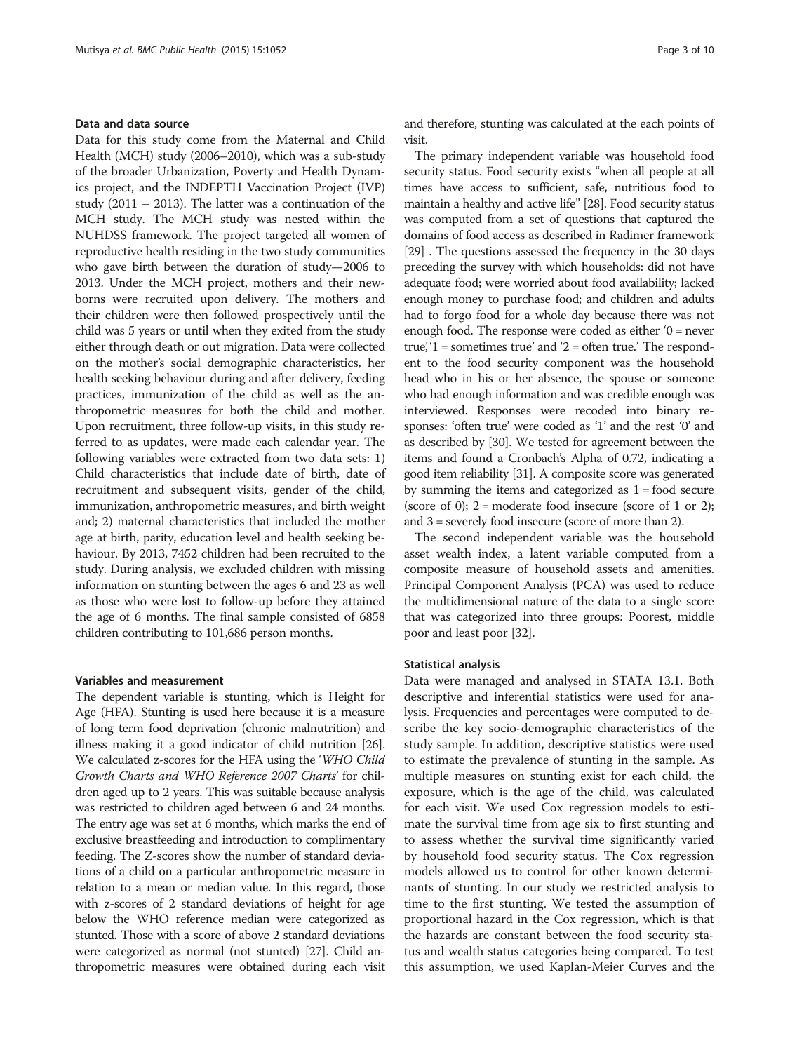### Data and data source

Data for this study come from the Maternal and Child Health (MCH) study (2006–2010), which was a sub-study of the broader Urbanization, Poverty and Health Dynamics project, and the INDEPTH Vaccination Project (IVP) study (2011 – 2013). The latter was a continuation of the MCH study. The MCH study was nested within the NUHDSS framework. The project targeted all women of reproductive health residing in the two study communities who gave birth between the duration of study—2006 to 2013. Under the MCH project, mothers and their newborns were recruited upon delivery. The mothers and their children were then followed prospectively until the child was 5 years or until when they exited from the study either through death or out migration. Data were collected on the mother's social demographic characteristics, her health seeking behaviour during and after delivery, feeding practices, immunization of the child as well as the anthropometric measures for both the child and mother. Upon recruitment, three follow-up visits, in this study referred to as updates, were made each calendar year. The following variables were extracted from two data sets: 1) Child characteristics that include date of birth, date of recruitment and subsequent visits, gender of the child, immunization, anthropometric measures, and birth weight and; 2) maternal characteristics that included the mother age at birth, parity, education level and health seeking behaviour. By 2013, 7452 children had been recruited to the study. During analysis, we excluded children with missing information on stunting between the ages 6 and 23 as well as those who were lost to follow-up before they attained the age of 6 months. The final sample consisted of 6858 children contributing to 101,686 person months.

### Variables and measurement

The dependent variable is stunting, which is Height for Age (HFA). Stunting is used here because it is a measure of long term food deprivation (chronic malnutrition) and illness making it a good indicator of child nutrition [26]. We calculated z-scores for the HFA using the '*WHO Child Growth Charts and WHO Reference 2007 Charts*' for children aged up to 2 years. This was suitable because analysis was restricted to children aged between 6 and 24 months. The entry age was set at 6 months, which marks the end of exclusive breastfeeding and introduction to complimentary feeding. The Z-scores show the number of standard deviations of a child on a particular anthropometric measure in relation to a mean or median value. In this regard, those with z-scores of 2 standard deviations of height for age below the WHO reference median were categorized as stunted. Those with a score of above 2 standard deviations were categorized as normal (not stunted) [27]. Child anthropometric measures were obtained during each visit and therefore, stunting was calculated at the each points of visit.

The primary independent variable was household food security status. Food security exists "when all people at all times have access to sufficient, safe, nutritious food to maintain a healthy and active life" [28]. Food security status was computed from a set of questions that captured the domains of food access as described in Radimer framework [29] . The questions assessed the frequency in the 30 days preceding the survey with which households: did not have adequate food; were worried about food availability; lacked enough money to purchase food; and children and adults had to forgo food for a whole day because there was not enough food. The response were coded as either '0 = never true,' '1 = sometimes true' and '2 = often true.' The respondent to the food security component was the household head who in his or her absence, the spouse or someone who had enough information and was credible enough was interviewed. Responses were recoded into binary responses: 'often true' were coded as '1' and the rest '0' and as described by [30]. We tested for agreement between the items and found a Cronbach's Alpha of 0.72, indicating a good item reliability [31]. A composite score was generated by summing the items and categorized as 1 = food secure (score of 0); 2 = moderate food insecure (score of 1 or 2); and 3 = severely food insecure (score of more than 2).

The second independent variable was the household asset wealth index, a latent variable computed from a composite measure of household assets and amenities. Principal Component Analysis (PCA) was used to reduce the multidimensional nature of the data to a single score that was categorized into three groups: Poorest, middle poor and least poor [32].

### Statistical analysis

Data were managed and analysed in STATA 13.1. Both descriptive and inferential statistics were used for analysis. Frequencies and percentages were computed to describe the key socio-demographic characteristics of the study sample. In addition, descriptive statistics were used to estimate the prevalence of stunting in the sample. As multiple measures on stunting exist for each child, the exposure, which is the age of the child, was calculated for each visit. We used Cox regression models to estimate the survival time from age six to first stunting and to assess whether the survival time significantly varied by household food security status. The Cox regression models allowed us to control for other known determinants of stunting. In our study we restricted analysis to time to the first stunting. We tested the assumption of proportional hazard in the Cox regression, which is that the hazards are constant between the food security status and wealth status categories being compared. To test this assumption, we used Kaplan-Meier Curves and the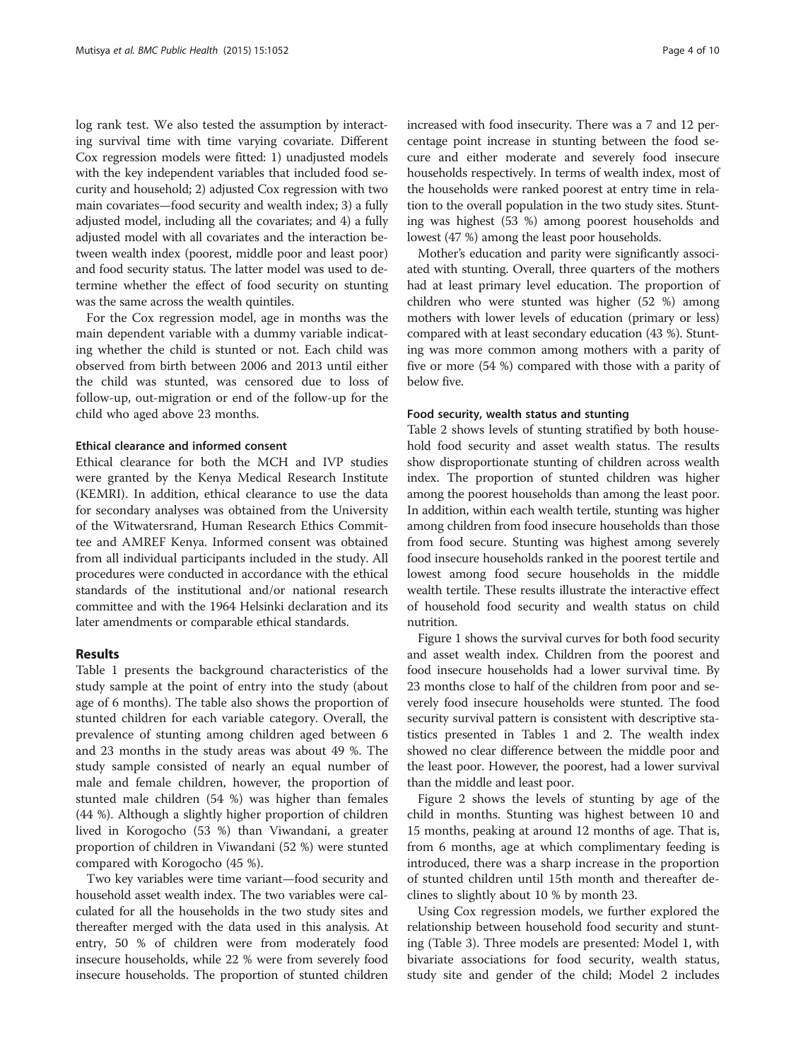log rank test. We also tested the assumption by interacting survival time with time varying covariate. Different Cox regression models were fitted: 1) unadjusted models with the key independent variables that included food security and household; 2) adjusted Cox regression with two main covariates—food security and wealth index; 3) a fully adjusted model, including all the covariates; and 4) a fully adjusted model with all covariates and the interaction between wealth index (poorest, middle poor and least poor) and food security status. The latter model was used to determine whether the effect of food security on stunting was the same across the wealth quintiles.

For the Cox regression model, age in months was the main dependent variable with a dummy variable indicating whether the child is stunted or not. Each child was observed from birth between 2006 and 2013 until either the child was stunted, was censored due to loss of follow-up, out-migration or end of the follow-up for the child who aged above 23 months.

#### Ethical clearance and informed consent

Ethical clearance for both the MCH and IVP studies were granted by the Kenya Medical Research Institute (KEMRI). In addition, ethical clearance to use the data for secondary analyses was obtained from the University of the Witwatersrand, Human Research Ethics Committee and AMREF Kenya. Informed consent was obtained from all individual participants included in the study. All procedures were conducted in accordance with the ethical standards of the institutional and/or national research committee and with the 1964 Helsinki declaration and its later amendments or comparable ethical standards.

## Results

Table 1 presents the background characteristics of the study sample at the point of entry into the study (about age of 6 months). The table also shows the proportion of stunted children for each variable category. Overall, the prevalence of stunting among children aged between 6 and 23 months in the study areas was about 49 %. The study sample consisted of nearly an equal number of male and female children, however, the proportion of stunted male children (54 %) was higher than females (44 %). Although a slightly higher proportion of children lived in Korogocho (53 %) than Viwandani, a greater proportion of children in Viwandani (52 %) were stunted compared with Korogocho (45 %).

Two key variables were time variant—food security and household asset wealth index. The two variables were calculated for all the households in the two study sites and thereafter merged with the data used in this analysis. At entry, 50 % of children were from moderately food insecure households, while 22 % were from severely food insecure households. The proportion of stunted children increased with food insecurity. There was a 7 and 12 percentage point increase in stunting between the food secure and either moderate and severely food insecure households respectively. In terms of wealth index, most of the households were ranked poorest at entry time in relation to the overall population in the two study sites. Stunting was highest (53 %) among poorest households and lowest (47 %) among the least poor households.

Mother's education and parity were significantly associated with stunting. Overall, three quarters of the mothers had at least primary level education. The proportion of children who were stunted was higher (52 %) among mothers with lower levels of education (primary or less) compared with at least secondary education (43 %). Stunting was more common among mothers with a parity of five or more (54 %) compared with those with a parity of below five.

#### Food security, wealth status and stunting

Table 2 shows levels of stunting stratified by both household food security and asset wealth status. The results show disproportionate stunting of children across wealth index. The proportion of stunted children was higher among the poorest households than among the least poor. In addition, within each wealth tertile, stunting was higher among children from food insecure households than those from food secure. Stunting was highest among severely food insecure households ranked in the poorest tertile and lowest among food secure households in the middle wealth tertile. These results illustrate the interactive effect of household food security and wealth status on child nutrition.

Figure 1 shows the survival curves for both food security and asset wealth index. Children from the poorest and food insecure households had a lower survival time. By 23 months close to half of the children from poor and severely food insecure households were stunted. The food security survival pattern is consistent with descriptive statistics presented in Tables 1 and 2. The wealth index showed no clear difference between the middle poor and the least poor. However, the poorest, had a lower survival than the middle and least poor.

Figure 2 shows the levels of stunting by age of the child in months. Stunting was highest between 10 and 15 months, peaking at around 12 months of age. That is, from 6 months, age at which complimentary feeding is introduced, there was a sharp increase in the proportion of stunted children until 15th month and thereafter declines to slightly about 10 % by month 23.

Using Cox regression models, we further explored the relationship between household food security and stunting (Table 3). Three models are presented: Model 1, with bivariate associations for food security, wealth status, study site and gender of the child; Model 2 includes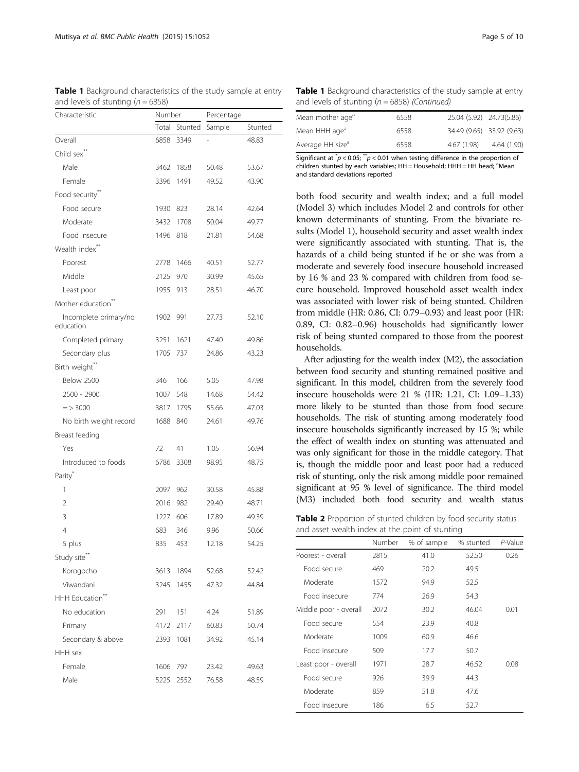**Table 1** Background characteristics of the study sample at entry and levels of stunting ($n = 6858$)

| Characteristic | Number | | Percentage | |
|---|---|---|---|---|
| | Total | Stunted | Sample | Stunted |
| Overall | 6858 | 3349 | - | 48.83 |
| Child sex** | | | | |
| Male | 3462 | 1858 | 50.48 | 53.67 |
| Female | 3396 | 1491 | 49.52 | 43.90 |
| Food security** | | | | |
| Food secure | 1930 | 823 | 28.14 | 42.64 |
| Moderate | 3432 | 1708 | 50.04 | 49.77 |
| Food insecure | 1496 | 818 | 21.81 | 54.68 |
| Wealth index** | | | | |
| Poorest | 2778 | 1466 | 40.51 | 52.77 |
| Middle | 2125 | 970 | 30.99 | 45.65 |
| Least poor | 1955 | 913 | 28.51 | 46.70 |
| Mother education** | | | | |
| Incomplete primary/no education | 1902 | 991 | 27.73 | 52.10 |
| Completed primary | 3251 | 1621 | 47.40 | 49.86 |
| Secondary plus | 1705 | 737 | 24.86 | 43.23 |
| Birth weight** | | | | |
| Below 2500 | 346 | 166 | 5.05 | 47.98 |
| 2500 - 2900 | 1007 | 548 | 14.68 | 54.42 |
| = > 3000 | 3817 | 1795 | 55.66 | 47.03 |
| No birth weight record | 1688 | 840 | 24.61 | 49.76 |
| Breast feeding | | | | |
| Yes | 72 | 41 | 1.05 | 56.94 |
| Introduced to foods | 6786 | 3308 | 98.95 | 48.75 |
| Parity* | | | | |
| 1 | 2097 | 962 | 30.58 | 45.88 |
| 2 | 2016 | 982 | 29.40 | 48.71 |
| 3 | 1227 | 606 | 17.89 | 49.39 |
| 4 | 683 | 346 | 9.96 | 50.66 |
| 5 plus | 835 | 453 | 12.18 | 54.25 |
| Study site** | | | | |
| Korogocho | 3613 | 1894 | 52.68 | 52.42 |
| Viwandani | 3245 | 1455 | 47.32 | 44.84 |
| HHH Education** | | | | |
| No education | 291 | 151 | 4.24 | 51.89 |
| Primary | 4172 | 2117 | 60.83 | 50.74 |
| Secondary & above | 2393 | 1081 | 34.92 | 45.14 |
| HHH sex | | | | |
| Female | 1606 | 797 | 23.42 | 49.63 |
| Male | 5225 | 2552 | 76.58 | 48.59 |
| Mean mother age[a] | 6558 | | 25.04 (5.92) | 24.73(5.86) |
| Mean HHH age[a] | 6558 | | 34.49 (9.65) | 33.92 (9.63) |
| Average HH size[a] | 6558 | | 4.67 (1.98) | 4.64 (1.90) |

Significant at $^{*}p < 0.05$; $^{**}p < 0.01$ when testing difference in the proportion of children stunted by each variables; HH = Household; HHH = HH head; [a]Mean and standard deviations reported

both food security and wealth index; and a full model (Model 3) which includes Model 2 and controls for other known determinants of stunting. From the bivariate results (Model 1), household security and asset wealth index were significantly associated with stunting. That is, the hazards of a child being stunted if he or she was from a moderate and severely food insecure household increased by 16 % and 23 % compared with children from food secure household. Improved household asset wealth index was associated with lower risk of being stunted. Children from middle (HR: 0.86, CI: 0.79–0.93) and least poor (HR: 0.89, CI: 0.82–0.96) households had significantly lower risk of being stunted compared to those from the poorest households.

After adjusting for the wealth index (M2), the association between food security and stunting remained positive and significant. In this model, children from the severely food insecure households were 21 % (HR: 1.21, CI: 1.09–1.33) more likely to be stunted than those from food secure households. The risk of stunting among moderately food insecure households significantly increased by 15 %; while the effect of wealth index on stunting was attenuated and was only significant for those in the middle category. That is, though the middle poor and least poor had a reduced risk of stunting, only the risk among middle poor remained significant at 95 % level of significance. The third model (M3) included both food security and wealth status

**Table 2** Proportion of stunted children by food security status and asset wealth index at the point of stunting

| | Number | % of sample | % stunted | *P*-Value |
|---|---|---|---|---|
| Poorest - overall | 2815 | 41.0 | 52.50 | 0.26 |
| Food secure | 469 | 20.2 | 49.5 | |
| Moderate | 1572 | 94.9 | 52.5 | |
| Food insecure | 774 | 26.9 | 54.3 | |
| Middle poor - overall | 2072 | 30.2 | 46.04 | 0.01 |
| Food secure | 554 | 23.9 | 40.8 | |
| Moderate | 1009 | 60.9 | 46.6 | |
| Food insecure | 509 | 17.7 | 50.7 | |
| Least poor - overall | 1971 | 28.7 | 46.52 | 0.08 |
| Food secure | 926 | 39.9 | 44.3 | |
| Moderate | 859 | 51.8 | 47.6 | |
| Food insecure | 186 | 6.5 | 52.7 | |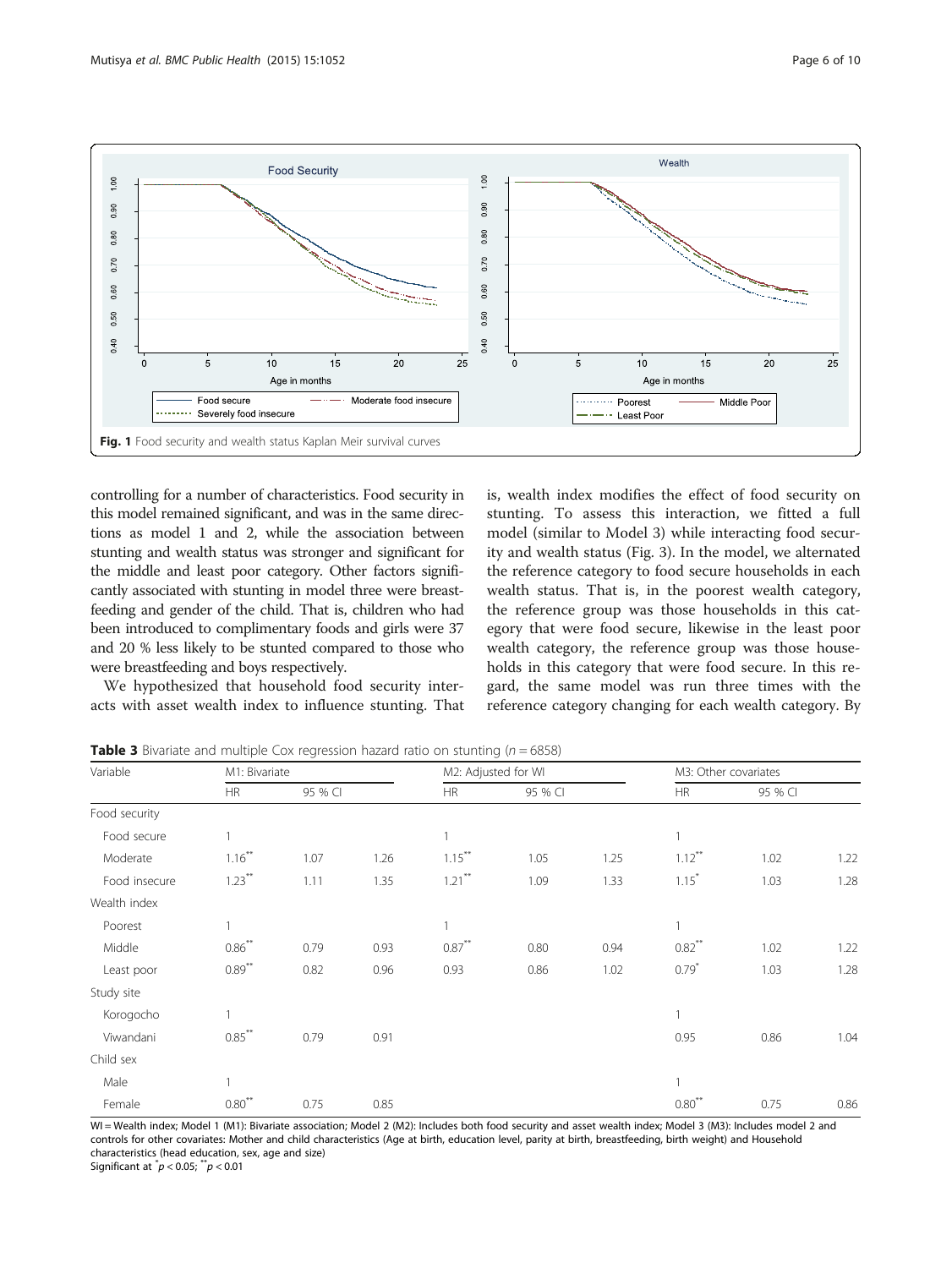Fig. 1 Food security and wealth status Kaplan Meir survival curves

controlling for a number of characteristics. Food security in this model remained significant, and was in the same directions as model 1 and 2, while the association between stunting and wealth status was stronger and significant for the middle and least poor category. Other factors significantly associated with stunting in model three were breastfeeding and gender of the child. That is, children who had been introduced to complimentary foods and girls were 37 and 20 % less likely to be stunted compared to those who were breastfeeding and boys respectively.

We hypothesized that household food security interacts with asset wealth index to influence stunting. That is, wealth index modifies the effect of food security on stunting. To assess this interaction, we fitted a full model (similar to Model 3) while interacting food security and wealth status (Fig. 3). In the model, we alternated the reference category to food secure households in each wealth status. That is, in the poorest wealth category, the reference group was those households in this category that were food secure, likewise in the least poor wealth category, the reference group was those households in this category that were food secure. In this regard, the same model was run three times with the reference category changing for each wealth category. By

**Table 3** Bivariate and multiple Cox regression hazard ratio on stunting ($n = 6858$)

| Variable | M1: Bivariate | | | M2: Adjusted for WI | | | M3: Other covariates | | |
|---|---|---|---|---|---|---|---|---|---|
| | HR | 95 % CI | | HR | 95 % CI | | HR | 95 % CI | |
| Food security | | | | | | | | | |
| Food secure | 1 | | | 1 | | | 1 | | |
| Moderate | 1.16** | 1.07 | 1.26 | 1.15** | 1.05 | 1.25 | 1.12** | 1.02 | 1.22 |
| Food insecure | 1.23** | 1.11 | 1.35 | 1.21** | 1.09 | 1.33 | 1.15* | 1.03 | 1.28 |
| Wealth index | | | | | | | | | |
| Poorest | 1 | | | 1 | | | 1 | | |
| Middle | 0.86** | 0.79 | 0.93 | 0.87** | 0.80 | 0.94 | 0.82** | 1.02 | 1.22 |
| Least poor | 0.89** | 0.82 | 0.96 | 0.93 | 0.86 | 1.02 | 0.79* | 1.03 | 1.28 |
| Study site | | | | | | | | | |
| Korogocho | 1 | | | | | | 1 | | |
| Viwandani | 0.85** | 0.79 | 0.91 | | | | 0.95 | 0.86 | 1.04 |
| Child sex | | | | | | | | | |
| Male | 1 | | | | | | 1 | | |
| Female | 0.80** | 0.75 | 0.85 | | | | 0.80** | 0.75 | 0.86 |

WI = Wealth index; Model 1 (M1): Bivariate association; Model 2 (M2): Includes both food security and asset wealth index; Model 3 (M3): Includes model 2 and controls for other covariates: Mother and child characteristics (Age at birth, education level, parity at birth, breastfeeding, birth weight) and Household characteristics (head education, sex, age and size)
Significant at * $p < 0.05$; ** $p < 0.01$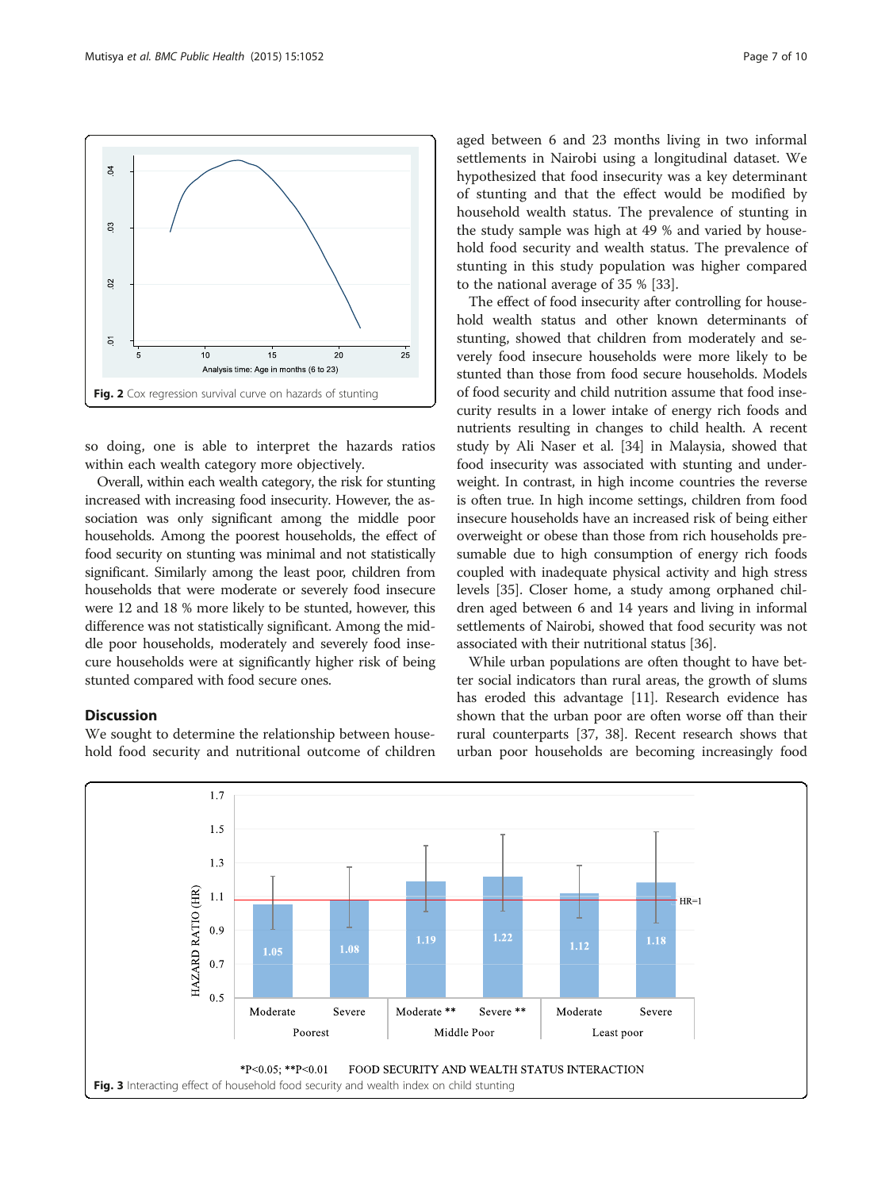.04

.03

.02

.01

5 10 15 20 25

Analysis time: Age in months (6 to 23)

**Fig. 2** Cox regression survival curve on hazards of stunting

so doing, one is able to interpret the hazards ratios within each wealth category more objectively.

Overall, within each wealth category, the risk for stunting increased with increasing food insecurity. However, the association was only significant among the middle poor households. Among the poorest households, the effect of food security on stunting was minimal and not statistically significant. Similarly among the least poor, children from households that were moderate or severely food insecure were 12 and 18 % more likely to be stunted, however, this difference was not statistically significant. Among the middle poor households, moderately and severely food insecure households were at significantly higher risk of being stunted compared with food secure ones.

## Discussion

We sought to determine the relationship between household food security and nutritional outcome of children aged between 6 and 23 months living in two informal settlements in Nairobi using a longitudinal dataset. We hypothesized that food insecurity was a key determinant of stunting and that the effect would be modified by household wealth status. The prevalence of stunting in the study sample was high at 49 % and varied by household food security and wealth status. The prevalence of stunting in this study population was higher compared to the national average of 35 % [33].

The effect of food insecurity after controlling for household wealth status and other known determinants of stunting, showed that children from moderately and severely food insecure households were more likely to be stunted than those from food secure households. Models of food security and child nutrition assume that food insecurity results in a lower intake of energy rich foods and nutrients resulting in changes to child health. A recent study by Ali Naser et al. [34] in Malaysia, showed that food insecurity was associated with stunting and underweight. In contrast, in high income countries the reverse is often true. In high income settings, children from food insecure households have an increased risk of being either overweight or obese than those from rich households presumable due to high consumption of energy rich foods coupled with inadequate physical activity and high stress levels [35]. Closer home, a study among orphaned children aged between 6 and 14 years and living in informal settlements of Nairobi, showed that food security was not associated with their nutritional status [36].

While urban populations are often thought to have better social indicators than rural areas, the growth of slums has eroded this advantage [11]. Research evidence has shown that the urban poor are often worse off than their rural counterparts [37, 38]. Recent research shows that urban poor households are becoming increasingly food

HAZARD RATIO (HR)

1.7
1.5
1.3
1.1
0.9
0.7
0.5

HR=1

1.05
1.08
1.19
1.22
1.12
1.18

Moderate
Severe
Poorest

Moderate **
Severe **
Middle Poor

Moderate
Severe
Least poor

*P<0.05; **P<0.01 FOOD SECURITY AND WEALTH STATUS INTERACTION

**Fig. 3** Interacting effect of household food security and wealth index on child stunting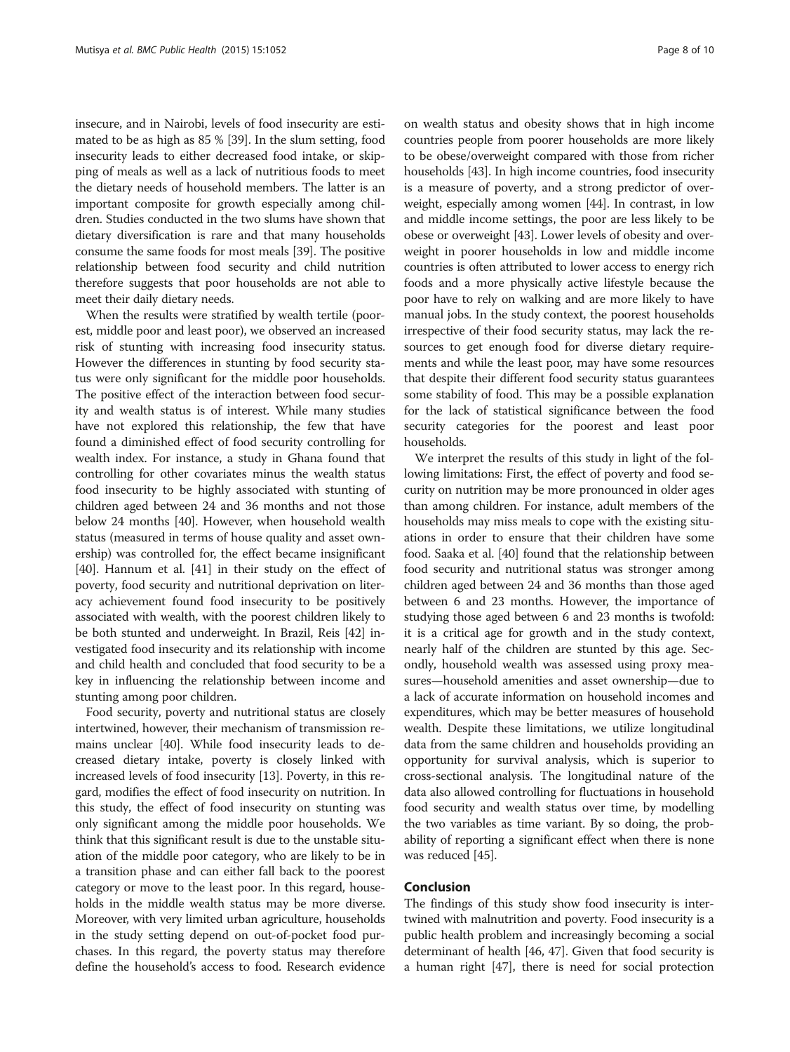insecure, and in Nairobi, levels of food insecurity are estimated to be as high as 85 % [39]. In the slum setting, food insecurity leads to either decreased food intake, or skipping of meals as well as a lack of nutritious foods to meet the dietary needs of household members. The latter is an important composite for growth especially among children. Studies conducted in the two slums have shown that dietary diversification is rare and that many households consume the same foods for most meals [39]. The positive relationship between food security and child nutrition therefore suggests that poor households are not able to meet their daily dietary needs.

When the results were stratified by wealth tertile (poorest, middle poor and least poor), we observed an increased risk of stunting with increasing food insecurity status. However the differences in stunting by food security status were only significant for the middle poor households. The positive effect of the interaction between food security and wealth status is of interest. While many studies have not explored this relationship, the few that have found a diminished effect of food security controlling for wealth index. For instance, a study in Ghana found that controlling for other covariates minus the wealth status food insecurity to be highly associated with stunting of children aged between 24 and 36 months and not those below 24 months [40]. However, when household wealth status (measured in terms of house quality and asset ownership) was controlled for, the effect became insignificant [40]. Hannum et al. [41] in their study on the effect of poverty, food security and nutritional deprivation on literacy achievement found food insecurity to be positively associated with wealth, with the poorest children likely to be both stunted and underweight. In Brazil, Reis [42] investigated food insecurity and its relationship with income and child health and concluded that food security to be a key in influencing the relationship between income and stunting among poor children.

Food security, poverty and nutritional status are closely intertwined, however, their mechanism of transmission remains unclear [40]. While food insecurity leads to decreased dietary intake, poverty is closely linked with increased levels of food insecurity [13]. Poverty, in this regard, modifies the effect of food insecurity on nutrition. In this study, the effect of food insecurity on stunting was only significant among the middle poor households. We think that this significant result is due to the unstable situation of the middle poor category, who are likely to be in a transition phase and can either fall back to the poorest category or move to the least poor. In this regard, households in the middle wealth status may be more diverse. Moreover, with very limited urban agriculture, households in the study setting depend on out-of-pocket food purchases. In this regard, the poverty status may therefore define the household's access to food. Research evidence on wealth status and obesity shows that in high income countries people from poorer households are more likely to be obese/overweight compared with those from richer households [43]. In high income countries, food insecurity is a measure of poverty, and a strong predictor of overweight, especially among women [44]. In contrast, in low and middle income settings, the poor are less likely to be obese or overweight [43]. Lower levels of obesity and overweight in poorer households in low and middle income countries is often attributed to lower access to energy rich foods and a more physically active lifestyle because the poor have to rely on walking and are more likely to have manual jobs. In the study context, the poorest households irrespective of their food security status, may lack the resources to get enough food for diverse dietary requirements and while the least poor, may have some resources that despite their different food security status guarantees some stability of food. This may be a possible explanation for the lack of statistical significance between the food security categories for the poorest and least poor households.

We interpret the results of this study in light of the following limitations: First, the effect of poverty and food security on nutrition may be more pronounced in older ages than among children. For instance, adult members of the households may miss meals to cope with the existing situations in order to ensure that their children have some food. Saaka et al. [40] found that the relationship between food security and nutritional status was stronger among children aged between 24 and 36 months than those aged between 6 and 23 months. However, the importance of studying those aged between 6 and 23 months is twofold: it is a critical age for growth and in the study context, nearly half of the children are stunted by this age. Secondly, household wealth was assessed using proxy measures—household amenities and asset ownership—due to a lack of accurate information on household incomes and expenditures, which may be better measures of household wealth. Despite these limitations, we utilize longitudinal data from the same children and households providing an opportunity for survival analysis, which is superior to cross-sectional analysis. The longitudinal nature of the data also allowed controlling for fluctuations in household food security and wealth status over time, by modelling the two variables as time variant. By so doing, the probability of reporting a significant effect when there is none was reduced [45].

## Conclusion

The findings of this study show food insecurity is intertwined with malnutrition and poverty. Food insecurity is a public health problem and increasingly becoming a social determinant of health [46, 47]. Given that food security is a human right [47], there is need for social protection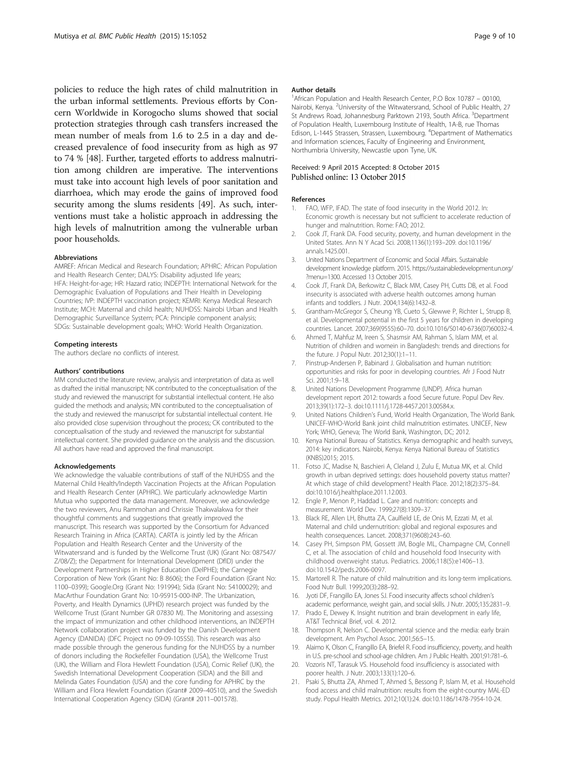policies to reduce the high rates of child malnutrition in the urban informal settlements. Previous efforts by Concern Worldwide in Korogocho slums showed that social protection strategies through cash transfers increased the mean number of meals from 1.6 to 2.5 in a day and decreased prevalence of food insecurity from as high as 97 to 74 % [48]. Further, targeted efforts to address malnutrition among children are imperative. The interventions must take into account high levels of poor sanitation and diarrhoea, which may erode the gains of improved food security among the slums residents [49]. As such, interventions must take a holistic approach in addressing the high levels of malnutrition among the vulnerable urban poor households.

#### Abbreviations

AMREF: African Medical and Research Foundation; APHRC: African Population and Health Research Center; DALYS: Disability adjusted life years; HFA: Height-for-age; HR: Hazard ratio; INDEPTH: International Network for the Demographic Evaluation of Populations and Their Health in Developing Countries; IVP: INDEPTH vaccination project; KEMRI: Kenya Medical Research Institute; MCH: Maternal and child health; NUHDSS: Nairobi Urban and Health Demographic Surveillance System; PCA: Principle component analysis; SDGs: Sustainable development goals; WHO: World Health Organization.

#### Competing interests

The authors declare no conflicts of interest.

#### Authors' contributions

MM conducted the literature review, analysis and interpretation of data as well as drafted the initial manuscript; NK contributed to the conceptualisation of the study and reviewed the manuscript for substantial intellectual content. He also guided the methods and analysis; MN contributed to the conceptualisation of the study and reviewed the manuscript for substantial intellectual content. He also provided close supervision throughout the process; CK contributed to the conceptualisation of the study and reviewed the manuscript for substantial intellectual content. She provided guidance on the analysis and the discussion. All authors have read and approved the final manuscript.

#### Acknowledgements

We acknowledge the valuable contributions of staff of the NUHDSS and the Maternal Child Health/Indepth Vaccination Projects at the African Population and Health Research Center (APHRC). We particularly acknowledge Martin Mutua who supported the data management. Moreover, we acknowledge the two reviewers, Anu Rammohan and Chrissie Thakwalakwa for their thoughtful comments and suggestions that greatly improved the manuscript. This research was supported by the Consortium for Advanced Research Training in Africa (CARTA). CARTA is jointly led by the African Population and Health Research Center and the University of the Witwatersrand and is funded by the Wellcome Trust (UK) (Grant No: 087547/Z/08/Z); the Department for International Development (DfID) under the Development Partnerships in Higher Education (DelPHE); the Carnegie Corporation of New York (Grant No: B 8606); the Ford Foundation (Grant No: 1100–0399); Google.Org (Grant No: 191994); Sida (Grant No: 54100029); and MacArthur Foundation Grant No: 10-95915-000-INP. The Urbanization, Poverty, and Health Dynamics (UPHD) research project was funded by the Wellcome Trust (Grant Number GR 07830 M). The Monitoring and assessing the impact of immunization and other childhood interventions, an INDEPTH Network collaboration project was funded by the Danish Development Agency (DANIDA) (DFC Project no 09-09-105SSI). This research was also made possible through the generous funding for the NUHDSS by a number of donors including the Rockefeller Foundation (USA), the Wellcome Trust (UK), the William and Flora Hewlett Foundation (USA), Comic Relief (UK), the Swedish International Development Cooperation (SIDA) and the Bill and Melinda Gates Foundation (USA) and the core funding for APHRC by the William and Flora Hewlett Foundation (Grant# 2009–40510), and the Swedish International Cooperation Agency (SIDA) (Grant# 2011–001578).

#### Author details

[1]African Population and Health Research Center, P.O Box 10787 – 00100, Nairobi, Kenya. [2]University of the Witwatersrand, School of Public Health, 27 St Andrews Road, Johannesburg Parktown 2193, South Africa. [3]Department of Population Health, Luxembourg Institute of Health, 1A-B, rue Thomas Edison, L-1445 Strassen, Strassen, Luxembourg. [4]Department of Mathematics and Information sciences, Faculty of Engineering and Environment, Northumbria University, Newcastle upon Tyne, UK.

Received: 9 April 2015 Accepted: 8 October 2015
Published online: 13 October 2015

#### References

1. FAO, WFP, IFAD. The state of food insecurity in the World 2012. In: Economic growth is necessary but not sufficient to accelerate reduction of hunger and malnutrition. Rome: FAO; 2012.
2. Cook JT, Frank DA. Food security, poverty, and human development in the United States. Ann N Y Acad Sci. 2008;1136(1):193–209. doi:10.1196/annals.1425.001.
3. United Nations Department of Economic and Social Affairs. Sustainable development knowledge platform. 2015. https://sustainabledevelopment.un.org/?menu=1300. Accessed 13 October 2015.
4. Cook JT, Frank DA, Berkowitz C, Black MM, Casey PH, Cutts DB, et al. Food insecurity is associated with adverse health outcomes among human infants and toddlers. J Nutr. 2004;134(6):1432–8.
5. Grantham-McGregor S, Cheung YB, Cueto S, Glewwe P, Richter L, Strupp B, et al. Developmental potential in the first 5 years for children in developing countries. Lancet. 2007;369(9555):60–70. doi:10.1016/S0140-6736(07)60032-4.
6. Ahmed T, Mahfuz M, Ireen S, Shasmsir AM, Rahman S, Islam MM, et al. Nutrition of children and womein in Bangladesh: trends and directions for the future. J Popul Nutr. 2012;30(1):1–11.
7. Pinstrup-Andersen P, Babinard J. Globalisation and human nutrition: opportunities and risks for poor in developing countries. Afr J Food Nutr Sci. 2001;1:9–18.
8. United Nations Development Programme (UNDP). Africa human development report 2012: towards a food Secure future. Popul Dev Rev. 2013;39(1):172–3. doi:10.1111/j.1728-4457.2013.00584.x.
9. United Nations Children's Fund, World Health Organization, The World Bank. UNICEF-WHO-World Bank joint child malnutrition estimates. UNICEF, New York; WHO, Geneva; The World Bank, Washington, DC; 2012.
10. Kenya National Bureau of Statistics. Kenya demographic and health surveys, 2014: key indicators. Nairobi, Kenya: Kenya National Bureau of Statistics (KNBS)2015; 2015.
11. Fotso JC, Madise N, Baschieri A, Cleland J, Zulu E, Mutua MK, et al. Child growth in urban deprived settings: does household poverty status matter? At which stage of child development? Health Place. 2012;18(2):375–84. doi:10.1016/j.healthplace.2011.12.003.
12. Engle P, Menon P, Haddad L. Care and nutrition: concepts and measurement. World Dev. 1999;27(8):1309–37.
13. Black RE, Allen LH, Bhutta ZA, Caulfield LE, de Onis M, Ezzati M, et al. Maternal and child undernutrition: global and regional exposures and health consequences. Lancet. 2008;371(9608):243–60.
14. Casey PH, Simpson PM, Gossett JM, Bogle ML, Champagne CM, Connell C, et al. The association of child and household food Insecurity with childhood overweight status. Pediatrics. 2006;118(5):e1406–13. doi:10.1542/peds.2006-0097.
15. Martorell R. The nature of child malnutrition and its long-term implications. Food Nutr Bull. 1999;20(3):288–92.
16. Jyoti DF, Frangillo EA, Jones SJ. Food insecurity affects school children's academic performance, weight gain, and social skills. J Nutr. 2005;135:2831–9.
17. Prado E, Dewey K. Insight nutrition and brain development in early life, AT&T Technical Brief, vol. 4. 2012.
18. Thompson R, Nelson C. Developmental science and the media: early brain development. Am Psychol Assoc. 2001;56:5–15.
19. Alaimo K, Olson C, Frangillo EA, Briefel R. Food insufficiency, poverty, and health in U.S. pre-school and school-age children. Am J Public Health. 2001;91:781–6.
20. Vozoris NT, Tarasuk VS. Household food insufficiency is associated with poorer health. J Nutr. 2003;133(1):120–6.
21. Psaki S, Bhutta ZA, Ahmed T, Ahmed S, Bessong P, Islam M, et al. Household food access and child malnutrition: results from the eight-country MAL-ED study. Popul Health Metrics. 2012;10(1):24. doi:10.1186/1478-7954-10-24.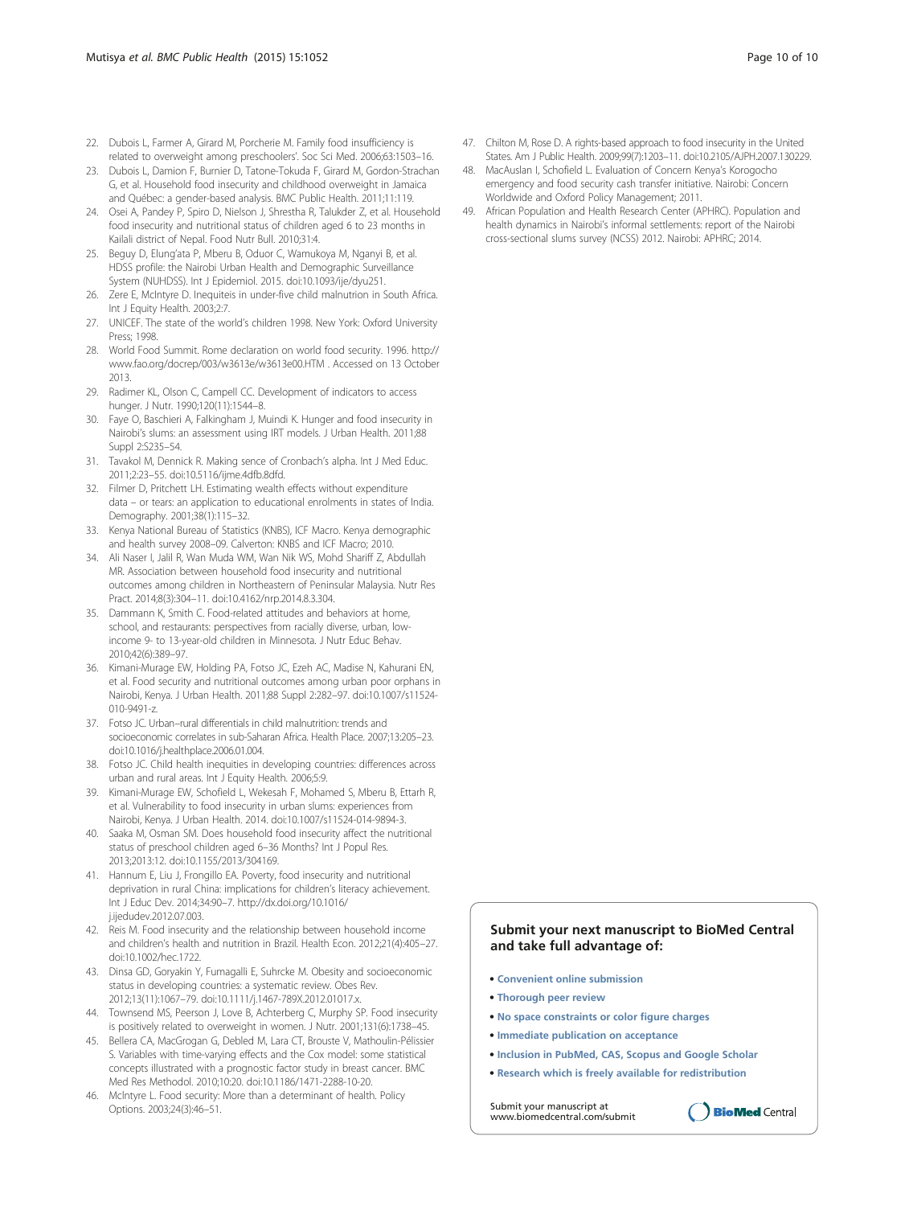22. Dubois L, Farmer A, Girard M, Porcherie M. Family food insufficiency is related to overweight among preschoolers'. Soc Sci Med. 2006;63:1503–16.
23. Dubois L, Damion F, Burnier D, Tatone-Tokuda F, Girard M, Gordon-Strachan G, et al. Household food insecurity and childhood overweight in Jamaica and Québec: a gender-based analysis. BMC Public Health. 2011;11:119.
24. Osei A, Pandey P, Spiro D, Nielson J, Shrestha R, Talukder Z, et al. Household food insecurity and nutritional status of children aged 6 to 23 months in Kailali district of Nepal. Food Nutr Bull. 2010;31:4.
25. Beguy D, Elung'ata P, Mberu B, Oduor C, Wamukoya M, Nganyi B, et al. HDSS profile: the Nairobi Urban Health and Demographic Surveillance System (NUHDSS). Int J Epidemiol. 2015. doi:10.1093/ije/dyu251.
26. Zere E, McIntyre D. Inequiteis in under-five child malnutrion in South Africa. Int J Equity Health. 2003;2:7.
27. UNICEF. The state of the world's children 1998. New York: Oxford University Press; 1998.
28. World Food Summit. Rome declaration on world food security. 1996. http://www.fao.org/docrep/003/w3613e/w3613e00.HTM . Accessed on 13 October 2013.
29. Radimer KL, Olson C, Campell CC. Development of indicators to access hunger. J Nutr. 1990;120(11):1544–8.
30. Faye O, Baschieri A, Falkingham J, Muindi K. Hunger and food insecurity in Nairobi's slums: an assessment using IRT models. J Urban Health. 2011;88 Suppl 2:S235–54.
31. Tavakol M, Dennick R. Making sence of Cronbach's alpha. Int J Med Educ. 2011;2:23–55. doi:10.5116/ijme.4dfb.8dfd.
32. Filmer D, Pritchett LH. Estimating wealth effects without expenditure data – or tears: an application to educational enrolments in states of India. Demography. 2001;38(1):115–32.
33. Kenya National Bureau of Statistics (KNBS), ICF Macro. Kenya demographic and health survey 2008–09. Calverton: KNBS and ICF Macro; 2010.
34. Ali Naser I, Jalil R, Wan Muda WM, Wan Nik WS, Mohd Shariff Z, Abdullah MR. Association between household food insecurity and nutritional outcomes among children in Northeastern of Peninsular Malaysia. Nutr Res Pract. 2014;8(3):304–11. doi:10.4162/nrp.2014.8.3.304.
35. Dammann K, Smith C. Food-related attitudes and behaviors at home, school, and restaurants: perspectives from racially diverse, urban, low-income 9- to 13-year-old children in Minnesota. J Nutr Educ Behav. 2010;42(6):389–97.
36. Kimani-Murage EW, Holding PA, Fotso JC, Ezeh AC, Madise N, Kahurani EN, et al. Food security and nutritional outcomes among urban poor orphans in Nairobi, Kenya. J Urban Health. 2011;88 Suppl 2:282–97. doi:10.1007/s11524-010-9491-z.
37. Fotso JC. Urban–rural differentials in child malnutrition: trends and socioeconomic correlates in sub-Saharan Africa. Health Place. 2007;13:205–23. doi:10.1016/j.healthplace.2006.01.004.
38. Fotso JC. Child health inequities in developing countries: differences across urban and rural areas. Int J Equity Health. 2006;5:9.
39. Kimani-Murage EW, Schofield L, Wekesah F, Mohamed S, Mberu B, Ettarh R, et al. Vulnerability to food insecurity in urban slums: experiences from Nairobi, Kenya. J Urban Health. 2014. doi:10.1007/s11524-014-9894-3.
40. Saaka M, Osman SM. Does household food insecurity affect the nutritional status of preschool children aged 6–36 Months? Int J Popul Res. 2013;2013:12. doi:10.1155/2013/304169.
41. Hannum E, Liu J, Frongillo EA. Poverty, food insecurity and nutritional deprivation in rural China: implications for children's literacy achievement. Int J Educ Dev. 2014;34:90–7. http://dx.doi.org/10.1016/j.ijedudev.2012.07.003.
42. Reis M. Food insecurity and the relationship between household income and children's health and nutrition in Brazil. Health Econ. 2012;21(4):405–27. doi:10.1002/hec.1722.
43. Dinsa GD, Goryakin Y, Fumagalli E, Suhrcke M. Obesity and socioeconomic status in developing countries: a systematic review. Obes Rev. 2012;13(11):1067–79. doi:10.1111/j.1467-789X.2012.01017.x.
44. Townsend MS, Peerson J, Love B, Achterberg C, Murphy SP. Food insecurity is positively related to overweight in women. J Nutr. 2001;131(6):1738–45.
45. Bellera CA, MacGrogan G, Debled M, Lara CT, Brouste V, Mathoulin-Pélissier S. Variables with time-varying effects and the Cox model: some statistical concepts illustrated with a prognostic factor study in breast cancer. BMC Med Res Methodol. 2010;10:20. doi:10.1186/1471-2288-10-20.
46. McIntyre L. Food security: More than a determinant of health. Policy Options. 2003;24(3):46–51.
47. Chilton M, Rose D. A rights-based approach to food insecurity in the United States. Am J Public Health. 2009;99(7):1203–11. doi:10.2105/AJPH.2007.130229.
48. MacAuslan I, Schofield L. Evaluation of Concern Kenya's Korogocho emergency and food security cash transfer initiative. Nairobi: Concern Worldwide and Oxford Policy Management; 2011.
49. African Population and Health Research Center (APHRC). Population and health dynamics in Nairobi's informal settlements: report of the Nairobi cross-sectional slums survey (NCSS) 2012. Nairobi: APHRC; 2014.

**Submit your next manuscript to BioMed Central and take full advantage of:**

- **Convenient online submission**
- **Thorough peer review**
- **No space constraints or color figure charges**
- **Immediate publication on acceptance**
- **Inclusion in PubMed, CAS, Scopus and Google Scholar**
- **Research which is freely available for redistribution**

Submit your manuscript at
www.biomedcentral.com/submit

BioMed Central